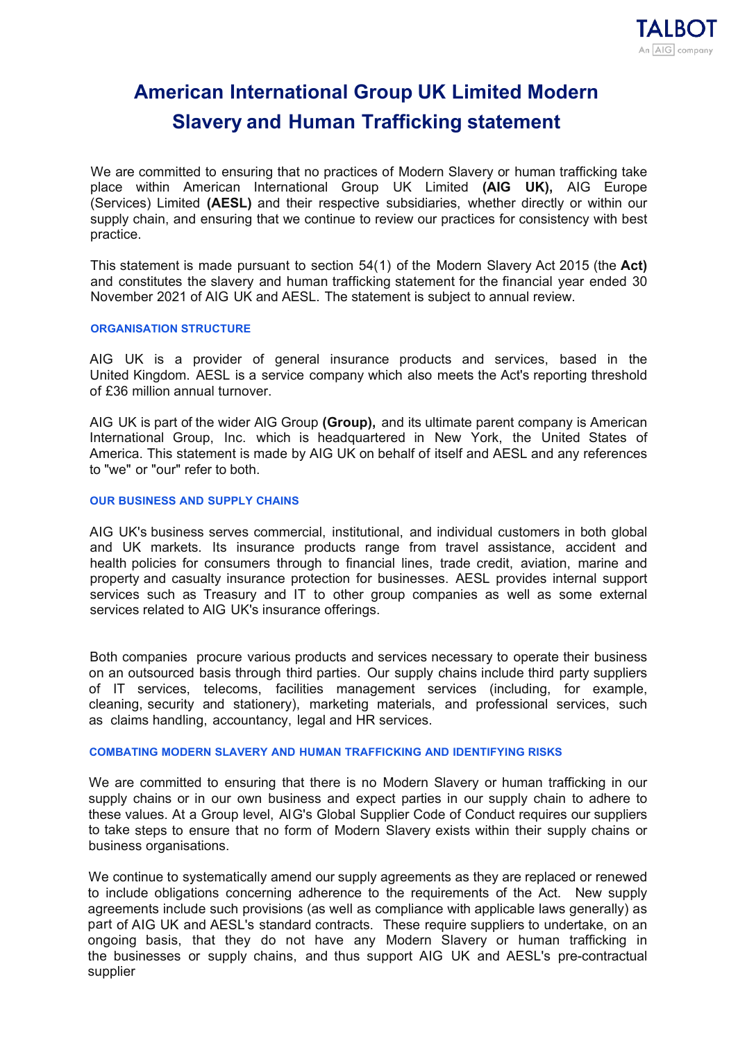# American International Group UK Limited Modern Slavery and Human Trafficking statement

We are committed to ensuring that no practices of Modern Slavery or human trafficking take place within American International Group UK Limited **(AIG UK),** AIG Europe (Services) Limited **(AESL)** and their respective subsidiaries, whether directly or within our supply chain, and ensuring that we continue to review our practices for consistency with best practice.

This statement is made pursuant to section 54(1) of the Modern Slavery Act 2015 (the **Act)** and constitutes the slavery and human trafficking statement for the financial year ended 30 November 2021 of AIG UK and AESL. The statement is subject to annual review.

### ORGANISATION STRUCTURE

AIG UK is a provider of general insurance products and services, based in the United Kingdom. AESL is a service company which also meets the Act's reporting threshold of £36 million annual turnover.

AIG UK is part of the wider AIG Group **(Group),** and its ultimate parent company is American International Group, Inc. which is headquartered in New York, the United States of America. This statement is made by AIG UK on behalf of itself and AESL and any references to "we" or "our" refer to both.

### OUR BUSINESS AND SUPPLY CHAINS

AIG UK's business serves commercial, institutional, and individual customers in both global and UK markets. Its insurance products range from travel assistance, accident and health policies for consumers through to financial lines, trade credit, aviation, marine and property and casualty insurance protection for businesses. AESL provides internal support services such as Treasury and IT to other group companies as well as some external services related to AIG UK's insurance offerings.

Both companies procure various products and services necessary to operate their business on an outsourced basis through third parties. Our supply chains include third party suppliers of IT services, telecoms, facilities management services (including, for example, cleaning, security and stationery), marketing materials, and professional services, such as claims handling, accountancy, legal and HR services.

### COMBATING MODERN SLAVERY AND HUMAN TRAFFICKING AND IDENTIFYING RISKS

We are committed to ensuring that there is no Modern Slavery or human trafficking in our supply chains or in our own business and expect parties in our supply chain to adhere to these values. At a Group level, AIG's Global Supplier Code of Conduct requires our suppliers to take steps to ensure that no form of Modern Slavery exists within their supply chains or business organisations.

We continue to systematically amend our supply agreements as they are replaced or renewed to include obligations concerning adherence to the requirements of the Act. New supply agreements include such provisions (as well as compliance with applicable laws generally) as part of AIG UK and AESL's standard contracts. These require suppliers to undertake, on an ongoing basis, that they do not have any Modern Slavery or human trafficking in the businesses or supply chains, and thus support AIG UK and AESL's pre-contractual supplier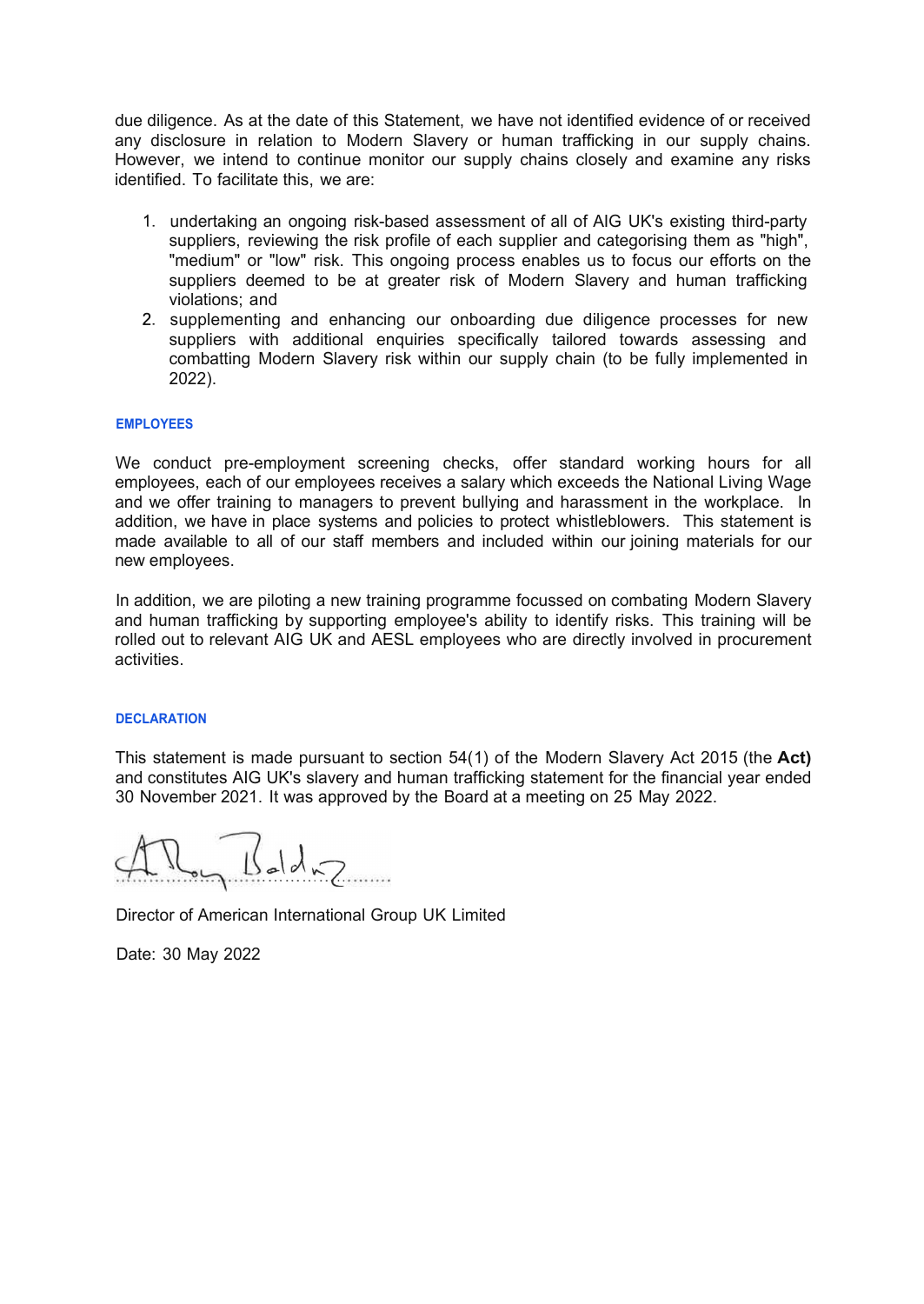due diligence. As at the date of this Statement, we have not identified evidence of or received any disclosure in relation to Modern Slavery or human trafficking in our supply chains. However, we intend to continue monitor our supply chains closely and examine any risks identified. To facilitate this, we are:

1. undertaking an ongoing risk-based assessment of all of AIG UK's existing third-party suppliers, reviewing the risk profile of each supplier and categorising them as "high", "medium" or "low" risk. This ongoing process enables us to focus our efforts on the suppliers deemed to be at greater risk of Modern Slavery and human trafficking violations; and
2. supplementing and enhancing our onboarding due diligence processes for new suppliers with additional enquiries specifically tailored towards assessing and combatting Modern Slavery risk within our supply chain (to be fully implemented in 2022).

### EMPLOYEES

We conduct pre-employment screening checks, offer standard working hours for all employees, each of our employees receives a salary which exceeds the National Living Wage and we offer training to managers to prevent bullying and harassment in the workplace. In addition, we have in place systems and policies to protect whistleblowers. This statement is made available to all of our staff members and included within our joining materials for our new employees.

In addition, we are piloting a new training programme focussed on combating Modern Slavery and human trafficking by supporting employee's ability to identify risks. This training will be rolled out to relevant AIG UK and AESL employees who are directly involved in procurement activities.

### DECLARATION

This statement is made pursuant to section 54(1) of the Modern Slavery Act 2015 (the **Act)** and constitutes AIG UK's slavery and human trafficking statement for the financial year ended 30 November 2021. It was approved by the Board at a meeting on 25 May 2022.

Director of American International Group UK Limited

Date: 30 May 2022